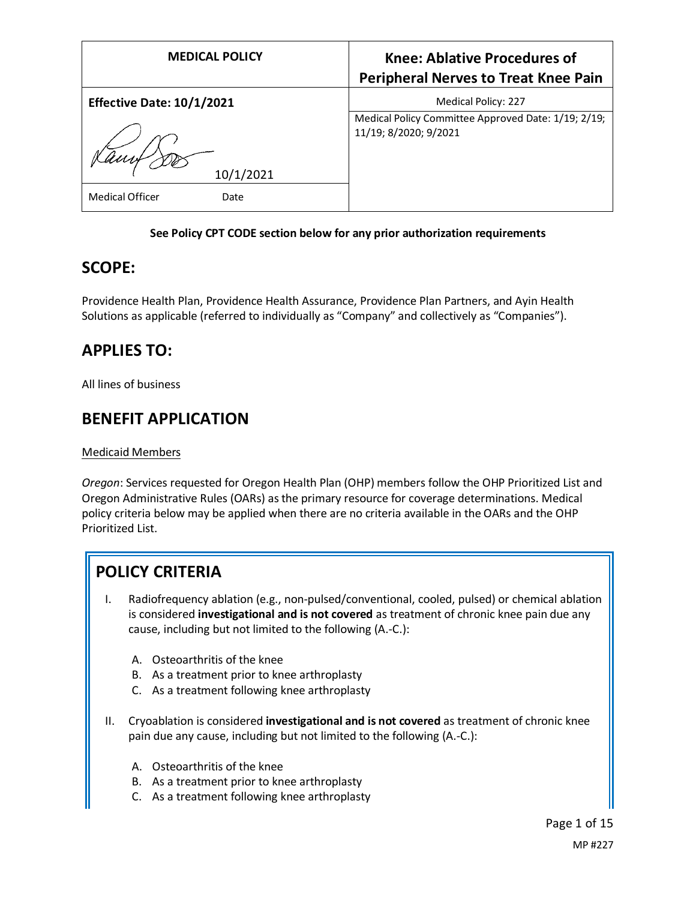| MEDICAL POLICY | Knee: Ablative Procedures of Peripheral Nerves to Treat Knee Pain |
|---|---|
| **Effective Date: 10/1/2021** | Medical Policy: 227 |
| 10/1/2021 | Medical Policy Committee Approved Date: 1/19; 2/19; 11/19; 8/2020; 9/2021 |
| Medical Officer Date | |

**See Policy CPT CODE section below for any prior authorization requirements**

## SCOPE:

Providence Health Plan, Providence Health Assurance, Providence Plan Partners, and Ayin Health Solutions as applicable (referred to individually as "Company" and collectively as "Companies").

## APPLIES TO:

All lines of business

## BENEFIT APPLICATION

Medicaid Members

*Oregon*: Services requested for Oregon Health Plan (OHP) members follow the OHP Prioritized List and Oregon Administrative Rules (OARs) as the primary resource for coverage determinations. Medical policy criteria below may be applied when there are no criteria available in the OARs and the OHP Prioritized List.

## POLICY CRITERIA

I. Radiofrequency ablation (e.g., non-pulsed/conventional, cooled, pulsed) or chemical ablation is considered **investigational and is not covered** as treatment of chronic knee pain due any cause, including but not limited to the following (A.-C.):

   A. Osteoarthritis of the knee
   B. As a treatment prior to knee arthroplasty
   C. As a treatment following knee arthroplasty

II. Cryoablation is considered **investigational and is not covered** as treatment of chronic knee pain due any cause, including but not limited to the following (A.-C.):

   A. Osteoarthritis of the knee
   B. As a treatment prior to knee arthroplasty
   C. As a treatment following knee arthroplasty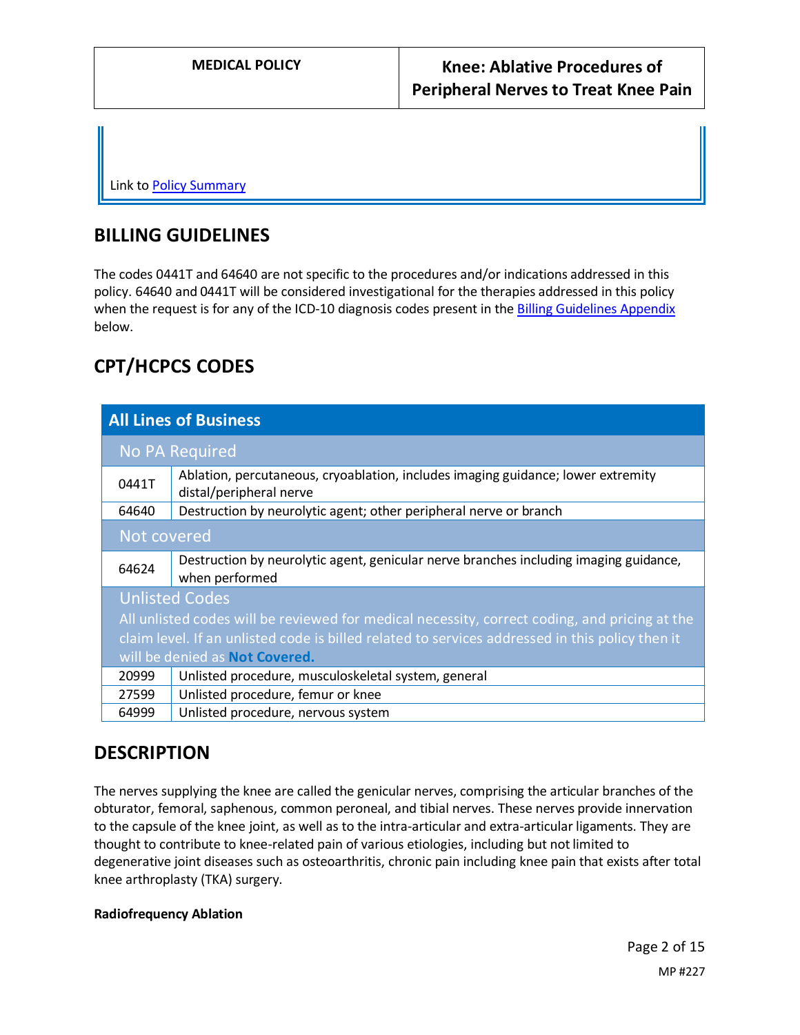Link to Policy Summary

## BILLING GUIDELINES

The codes 0441T and 64640 are not specific to the procedures and/or indications addressed in this policy. 64640 and 0441T will be considered investigational for the therapies addressed in this policy when the request is for any of the ICD-10 diagnosis codes present in the Billing Guidelines Appendix below.

## CPT/HCPCS CODES

| All Lines of Business | |
|---|---|
| **No PA Required** | |
| 0441T | Ablation, percutaneous, cryoablation, includes imaging guidance; lower extremity distal/peripheral nerve |
| 64640 | Destruction by neurolytic agent; other peripheral nerve or branch |
| **Not covered** | |
| 64624 | Destruction by neurolytic agent, genicular nerve branches including imaging guidance, when performed |
| **Unlisted Codes** All unlisted codes will be reviewed for medical necessity, correct coding, and pricing at the claim level. If an unlisted code is billed related to services addressed in this policy then it will be denied as **Not Covered.** | |
| 20999 | Unlisted procedure, musculoskeletal system, general |
| 27599 | Unlisted procedure, femur or knee |
| 64999 | Unlisted procedure, nervous system |

## DESCRIPTION

The nerves supplying the knee are called the genicular nerves, comprising the articular branches of the obturator, femoral, saphenous, common peroneal, and tibial nerves. These nerves provide innervation to the capsule of the knee joint, as well as to the intra-articular and extra-articular ligaments. They are thought to contribute to knee-related pain of various etiologies, including but not limited to degenerative joint diseases such as osteoarthritis, chronic pain including knee pain that exists after total knee arthroplasty (TKA) surgery.

**Radiofrequency Ablation**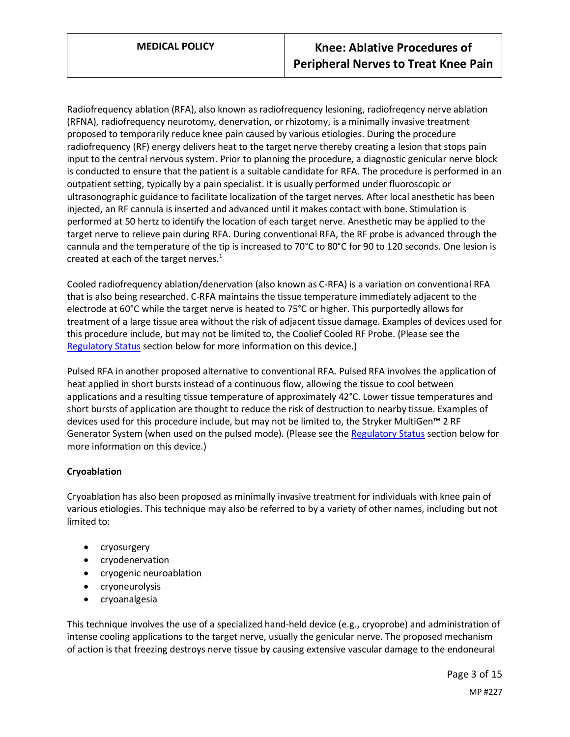Radiofrequency ablation (RFA), also known as radiofrequency lesioning, radiofreqency nerve ablation (RFNA), radiofrequency neurotomy, denervation, or rhizotomy, is a minimally invasive treatment proposed to temporarily reduce knee pain caused by various etiologies. During the procedure radiofrequency (RF) energy delivers heat to the target nerve thereby creating a lesion that stops pain input to the central nervous system. Prior to planning the procedure, a diagnostic genicular nerve block is conducted to ensure that the patient is a suitable candidate for RFA. The procedure is performed in an outpatient setting, typically by a pain specialist. It is usually performed under fluoroscopic or ultrasonographic guidance to facilitate localization of the target nerves. After local anesthetic has been injected, an RF cannula is inserted and advanced until it makes contact with bone. Stimulation is performed at 50 hertz to identify the location of each target nerve. Anesthetic may be applied to the target nerve to relieve pain during RFA. During conventional RFA, the RF probe is advanced through the cannula and the temperature of the tip is increased to 70°C to 80°C for 90 to 120 seconds. One lesion is created at each of the target nerves.[1]

Cooled radiofrequency ablation/denervation (also known as C-RFA) is a variation on conventional RFA that is also being researched. C-RFA maintains the tissue temperature immediately adjacent to the electrode at 60°C while the target nerve is heated to 75°C or higher. This purportedly allows for treatment of a large tissue area without the risk of adjacent tissue damage. Examples of devices used for this procedure include, but may not be limited to, the Coolief Cooled RF Probe. (Please see the Regulatory Status section below for more information on this device.)

Pulsed RFA in another proposed alternative to conventional RFA. Pulsed RFA involves the application of heat applied in short bursts instead of a continuous flow, allowing the tissue to cool between applications and a resulting tissue temperature of approximately 42°C. Lower tissue temperatures and short bursts of application are thought to reduce the risk of destruction to nearby tissue. Examples of devices used for this procedure include, but may not be limited to, the Stryker MultiGen™ 2 RF Generator System (when used on the pulsed mode). (Please see the Regulatory Status section below for more information on this device.)

**Cryoablation**

Cryoablation has also been proposed as minimally invasive treatment for individuals with knee pain of various etiologies. This technique may also be referred to by a variety of other names, including but not limited to:

- cryosurgery
- cryodenervation
- cryogenic neuroablation
- cryoneurolysis
- cryoanalgesia

This technique involves the use of a specialized hand-held device (e.g., cryoprobe) and administration of intense cooling applications to the target nerve, usually the genicular nerve. The proposed mechanism of action is that freezing destroys nerve tissue by causing extensive vascular damage to the endoneural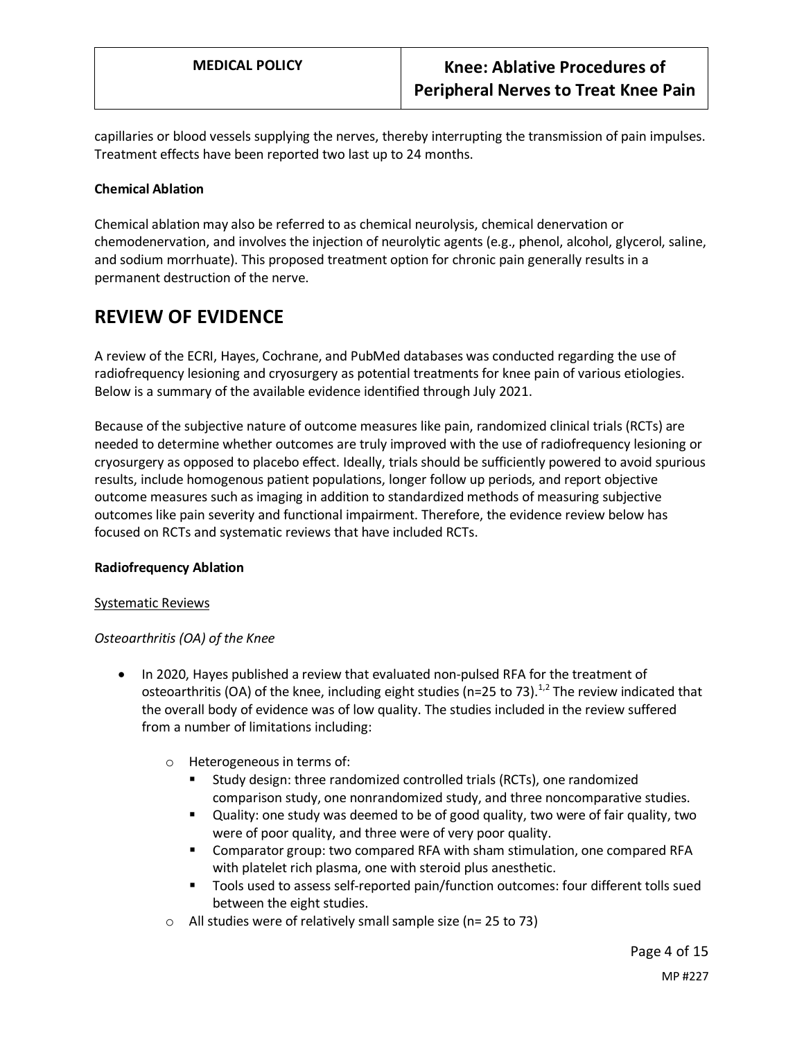capillaries or blood vessels supplying the nerves, thereby interrupting the transmission of pain impulses. Treatment effects have been reported two last up to 24 months.

**Chemical Ablation**

Chemical ablation may also be referred to as chemical neurolysis, chemical denervation or chemodenervation, and involves the injection of neurolytic agents (e.g., phenol, alcohol, glycerol, saline, and sodium morrhuate). This proposed treatment option for chronic pain generally results in a permanent destruction of the nerve.

## REVIEW OF EVIDENCE

A review of the ECRI, Hayes, Cochrane, and PubMed databases was conducted regarding the use of radiofrequency lesioning and cryosurgery as potential treatments for knee pain of various etiologies. Below is a summary of the available evidence identified through July 2021.

Because of the subjective nature of outcome measures like pain, randomized clinical trials (RCTs) are needed to determine whether outcomes are truly improved with the use of radiofrequency lesioning or cryosurgery as opposed to placebo effect. Ideally, trials should be sufficiently powered to avoid spurious results, include homogenous patient populations, longer follow up periods, and report objective outcome measures such as imaging in addition to standardized methods of measuring subjective outcomes like pain severity and functional impairment. Therefore, the evidence review below has focused on RCTs and systematic reviews that have included RCTs.

**Radiofrequency Ablation**

Systematic Reviews

*Osteoarthritis (OA) of the Knee*

- In 2020, Hayes published a review that evaluated non-pulsed RFA for the treatment of osteoarthritis (OA) of the knee, including eight studies (n=25 to 73).[1,2] The review indicated that the overall body of evidence was of low quality. The studies included in the review suffered from a number of limitations including:
  - Heterogeneous in terms of:
    - Study design: three randomized controlled trials (RCTs), one randomized comparison study, one nonrandomized study, and three noncomparative studies.
    - Quality: one study was deemed to be of good quality, two were of fair quality, two were of poor quality, and three were of very poor quality.
    - Comparator group: two compared RFA with sham stimulation, one compared RFA with platelet rich plasma, one with steroid plus anesthetic.
    - Tools used to assess self-reported pain/function outcomes: four different tolls sued between the eight studies.
  - All studies were of relatively small sample size (n= 25 to 73)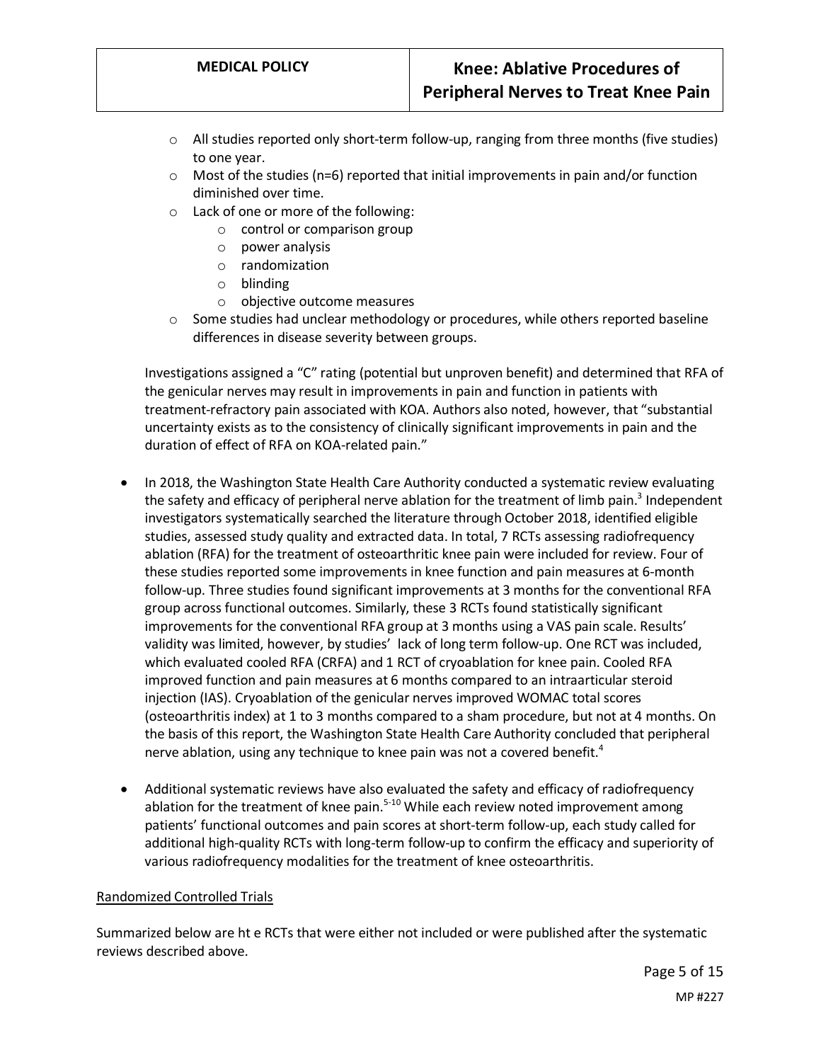- All studies reported only short-term follow-up, ranging from three months (five studies) to one year.
- Most of the studies (n=6) reported that initial improvements in pain and/or function diminished over time.
- Lack of one or more of the following:
  - control or comparison group
  - power analysis
  - randomization
  - blinding
  - objective outcome measures
- Some studies had unclear methodology or procedures, while others reported baseline differences in disease severity between groups.

Investigations assigned a "C" rating (potential but unproven benefit) and determined that RFA of the genicular nerves may result in improvements in pain and function in patients with treatment-refractory pain associated with KOA. Authors also noted, however, that "substantial uncertainty exists as to the consistency of clinically significant improvements in pain and the duration of effect of RFA on KOA-related pain."

- In 2018, the Washington State Health Care Authority conducted a systematic review evaluating the safety and efficacy of peripheral nerve ablation for the treatment of limb pain.[3] Independent investigators systematically searched the literature through October 2018, identified eligible studies, assessed study quality and extracted data. In total, 7 RCTs assessing radiofrequency ablation (RFA) for the treatment of osteoarthritic knee pain were included for review. Four of these studies reported some improvements in knee function and pain measures at 6-month follow-up. Three studies found significant improvements at 3 months for the conventional RFA group across functional outcomes. Similarly, these 3 RCTs found statistically significant improvements for the conventional RFA group at 3 months using a VAS pain scale. Results' validity was limited, however, by studies' lack of long term follow-up. One RCT was included, which evaluated cooled RFA (CRFA) and 1 RCT of cryoablation for knee pain. Cooled RFA improved function and pain measures at 6 months compared to an intraarticular steroid injection (IAS). Cryoablation of the genicular nerves improved WOMAC total scores (osteoarthritis index) at 1 to 3 months compared to a sham procedure, but not at 4 months. On the basis of this report, the Washington State Health Care Authority concluded that peripheral nerve ablation, using any technique to knee pain was not a covered benefit.[4]

- Additional systematic reviews have also evaluated the safety and efficacy of radiofrequency ablation for the treatment of knee pain.[5-10] While each review noted improvement among patients' functional outcomes and pain scores at short-term follow-up, each study called for additional high-quality RCTs with long-term follow-up to confirm the efficacy and superiority of various radiofrequency modalities for the treatment of knee osteoarthritis.

<u>Randomized Controlled Trials</u>

Summarized below are ht e RCTs that were either not included or were published after the systematic reviews described above.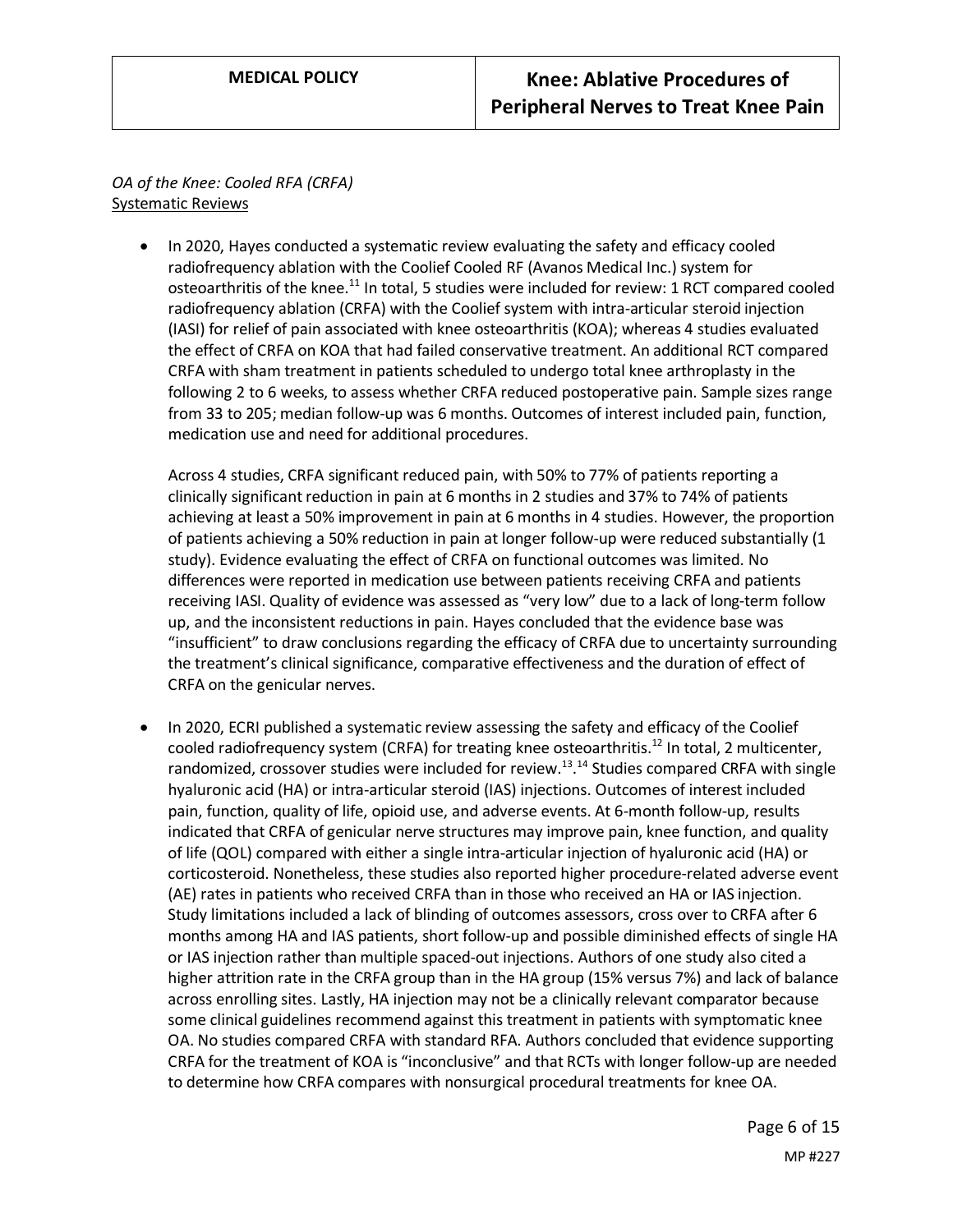*OA of the Knee: Cooled RFA (CRFA)*
<u>Systematic Reviews</u>

- In 2020, Hayes conducted a systematic review evaluating the safety and efficacy cooled radiofrequency ablation with the Coolief Cooled RF (Avanos Medical Inc.) system for osteoarthritis of the knee.[11] In total, 5 studies were included for review: 1 RCT compared cooled radiofrequency ablation (CRFA) with the Coolief system with intra-articular steroid injection (IASI) for relief of pain associated with knee osteoarthritis (KOA); whereas 4 studies evaluated the effect of CRFA on KOA that had failed conservative treatment. An additional RCT compared CRFA with sham treatment in patients scheduled to undergo total knee arthroplasty in the following 2 to 6 weeks, to assess whether CRFA reduced postoperative pain. Sample sizes range from 33 to 205; median follow-up was 6 months. Outcomes of interest included pain, function, medication use and need for additional procedures.

  Across 4 studies, CRFA significant reduced pain, with 50% to 77% of patients reporting a clinically significant reduction in pain at 6 months in 2 studies and 37% to 74% of patients achieving at least a 50% improvement in pain at 6 months in 4 studies. However, the proportion of patients achieving a 50% reduction in pain at longer follow-up were reduced substantially (1 study). Evidence evaluating the effect of CRFA on functional outcomes was limited. No differences were reported in medication use between patients receiving CRFA and patients receiving IASI. Quality of evidence was assessed as "very low" due to a lack of long-term follow up, and the inconsistent reductions in pain. Hayes concluded that the evidence base was "insufficient" to draw conclusions regarding the efficacy of CRFA due to uncertainty surrounding the treatment's clinical significance, comparative effectiveness and the duration of effect of CRFA on the genicular nerves.

- In 2020, ECRI published a systematic review assessing the safety and efficacy of the Coolief cooled radiofrequency system (CRFA) for treating knee osteoarthritis.[12] In total, 2 multicenter, randomized, crossover studies were included for review.[13,14] Studies compared CRFA with single hyaluronic acid (HA) or intra-articular steroid (IAS) injections. Outcomes of interest included pain, function, quality of life, opioid use, and adverse events. At 6-month follow-up, results indicated that CRFA of genicular nerve structures may improve pain, knee function, and quality of life (QOL) compared with either a single intra-articular injection of hyaluronic acid (HA) or corticosteroid. Nonetheless, these studies also reported higher procedure-related adverse event (AE) rates in patients who received CRFA than in those who received an HA or IAS injection. Study limitations included a lack of blinding of outcomes assessors, cross over to CRFA after 6 months among HA and IAS patients, short follow-up and possible diminished effects of single HA or IAS injection rather than multiple spaced-out injections. Authors of one study also cited a higher attrition rate in the CRFA group than in the HA group (15% versus 7%) and lack of balance across enrolling sites. Lastly, HA injection may not be a clinically relevant comparator because some clinical guidelines recommend against this treatment in patients with symptomatic knee OA. No studies compared CRFA with standard RFA. Authors concluded that evidence supporting CRFA for the treatment of KOA is "inconclusive" and that RCTs with longer follow-up are needed to determine how CRFA compares with nonsurgical procedural treatments for knee OA.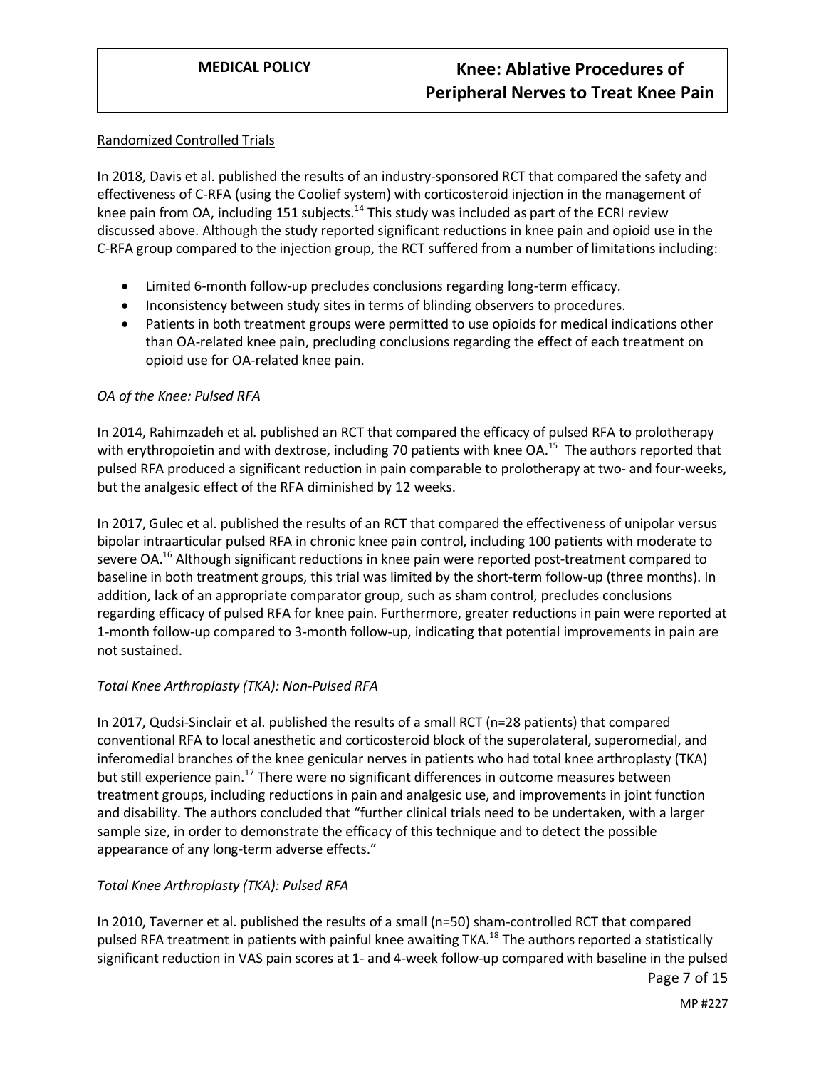Randomized Controlled Trials

In 2018, Davis et al. published the results of an industry-sponsored RCT that compared the safety and effectiveness of C-RFA (using the Coolief system) with corticosteroid injection in the management of knee pain from OA, including 151 subjects.[14] This study was included as part of the ECRI review discussed above. Although the study reported significant reductions in knee pain and opioid use in the C-RFA group compared to the injection group, the RCT suffered from a number of limitations including:

- Limited 6-month follow-up precludes conclusions regarding long-term efficacy.
- Inconsistency between study sites in terms of blinding observers to procedures.
- Patients in both treatment groups were permitted to use opioids for medical indications other than OA-related knee pain, precluding conclusions regarding the effect of each treatment on opioid use for OA-related knee pain.

*OA of the Knee: Pulsed RFA*

In 2014, Rahimzadeh et al. published an RCT that compared the efficacy of pulsed RFA to prolotherapy with erythropoietin and with dextrose, including 70 patients with knee OA.[15] The authors reported that pulsed RFA produced a significant reduction in pain comparable to prolotherapy at two- and four-weeks, but the analgesic effect of the RFA diminished by 12 weeks.

In 2017, Gulec et al. published the results of an RCT that compared the effectiveness of unipolar versus bipolar intraarticular pulsed RFA in chronic knee pain control, including 100 patients with moderate to severe OA.[16] Although significant reductions in knee pain were reported post-treatment compared to baseline in both treatment groups, this trial was limited by the short-term follow-up (three months). In addition, lack of an appropriate comparator group, such as sham control, precludes conclusions regarding efficacy of pulsed RFA for knee pain. Furthermore, greater reductions in pain were reported at 1-month follow-up compared to 3-month follow-up, indicating that potential improvements in pain are not sustained.

*Total Knee Arthroplasty (TKA): Non-Pulsed RFA*

In 2017, Qudsi-Sinclair et al. published the results of a small RCT (n=28 patients) that compared conventional RFA to local anesthetic and corticosteroid block of the superolateral, superomedial, and inferomedial branches of the knee genicular nerves in patients who had total knee arthroplasty (TKA) but still experience pain.[17] There were no significant differences in outcome measures between treatment groups, including reductions in pain and analgesic use, and improvements in joint function and disability. The authors concluded that "further clinical trials need to be undertaken, with a larger sample size, in order to demonstrate the efficacy of this technique and to detect the possible appearance of any long-term adverse effects."

*Total Knee Arthroplasty (TKA): Pulsed RFA*

In 2010, Taverner et al. published the results of a small (n=50) sham-controlled RCT that compared pulsed RFA treatment in patients with painful knee awaiting TKA.[18] The authors reported a statistically significant reduction in VAS pain scores at 1- and 4-week follow-up compared with baseline in the pulsed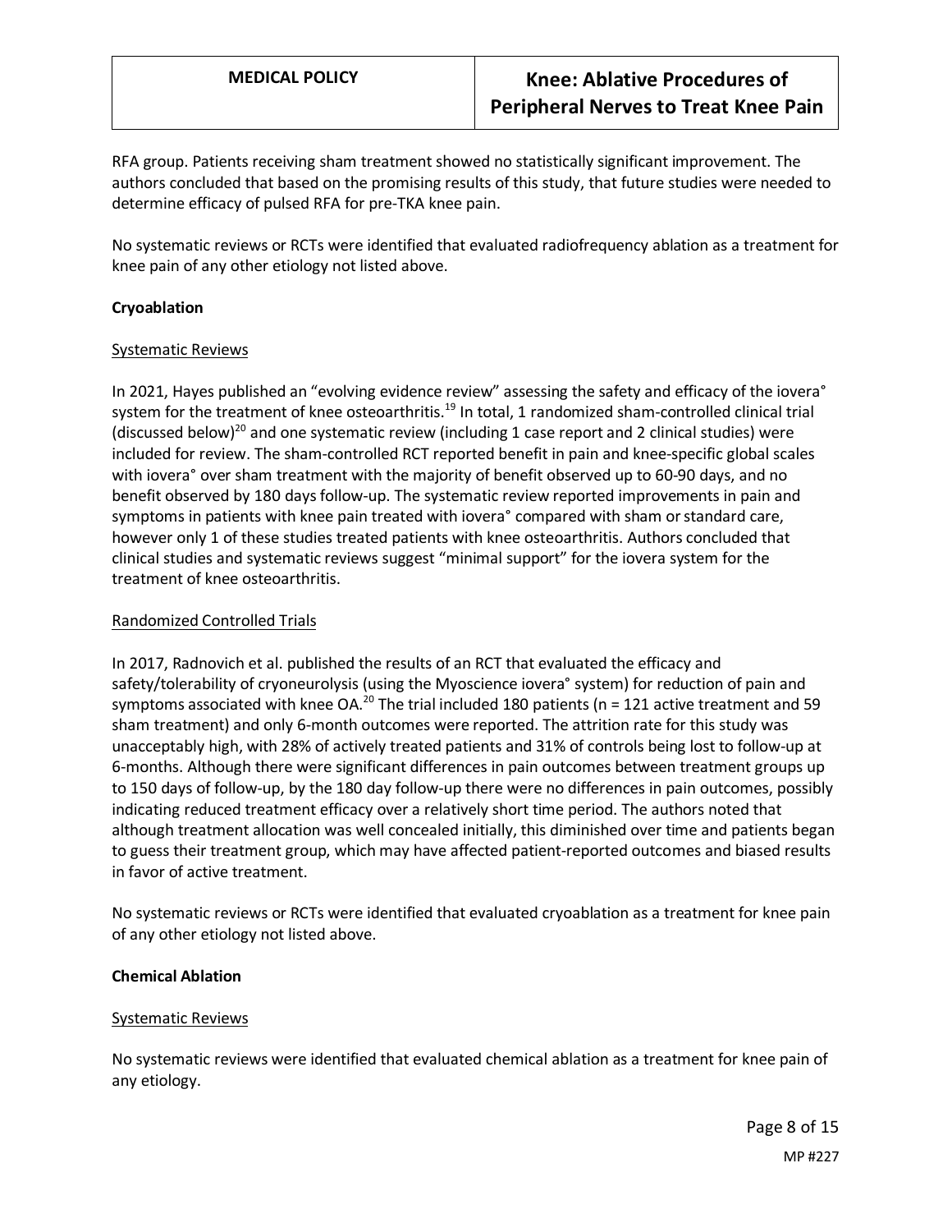RFA group. Patients receiving sham treatment showed no statistically significant improvement. The authors concluded that based on the promising results of this study, that future studies were needed to determine efficacy of pulsed RFA for pre-TKA knee pain.

No systematic reviews or RCTs were identified that evaluated radiofrequency ablation as a treatment for knee pain of any other etiology not listed above.

**Cryoablation**

Systematic Reviews

In 2021, Hayes published an "evolving evidence review" assessing the safety and efficacy of the iovera° system for the treatment of knee osteoarthritis.[19] In total, 1 randomized sham-controlled clinical trial (discussed below)[20] and one systematic review (including 1 case report and 2 clinical studies) were included for review. The sham-controlled RCT reported benefit in pain and knee-specific global scales with iovera° over sham treatment with the majority of benefit observed up to 60-90 days, and no benefit observed by 180 days follow-up. The systematic review reported improvements in pain and symptoms in patients with knee pain treated with iovera° compared with sham or standard care, however only 1 of these studies treated patients with knee osteoarthritis. Authors concluded that clinical studies and systematic reviews suggest "minimal support" for the iovera system for the treatment of knee osteoarthritis.

Randomized Controlled Trials

In 2017, Radnovich et al. published the results of an RCT that evaluated the efficacy and safety/tolerability of cryoneurolysis (using the Myoscience iovera° system) for reduction of pain and symptoms associated with knee OA.[20] The trial included 180 patients (n = 121 active treatment and 59 sham treatment) and only 6-month outcomes were reported. The attrition rate for this study was unacceptably high, with 28% of actively treated patients and 31% of controls being lost to follow-up at 6-months. Although there were significant differences in pain outcomes between treatment groups up to 150 days of follow-up, by the 180 day follow-up there were no differences in pain outcomes, possibly indicating reduced treatment efficacy over a relatively short time period. The authors noted that although treatment allocation was well concealed initially, this diminished over time and patients began to guess their treatment group, which may have affected patient-reported outcomes and biased results in favor of active treatment.

No systematic reviews or RCTs were identified that evaluated cryoablation as a treatment for knee pain of any other etiology not listed above.

**Chemical Ablation**

Systematic Reviews

No systematic reviews were identified that evaluated chemical ablation as a treatment for knee pain of any etiology.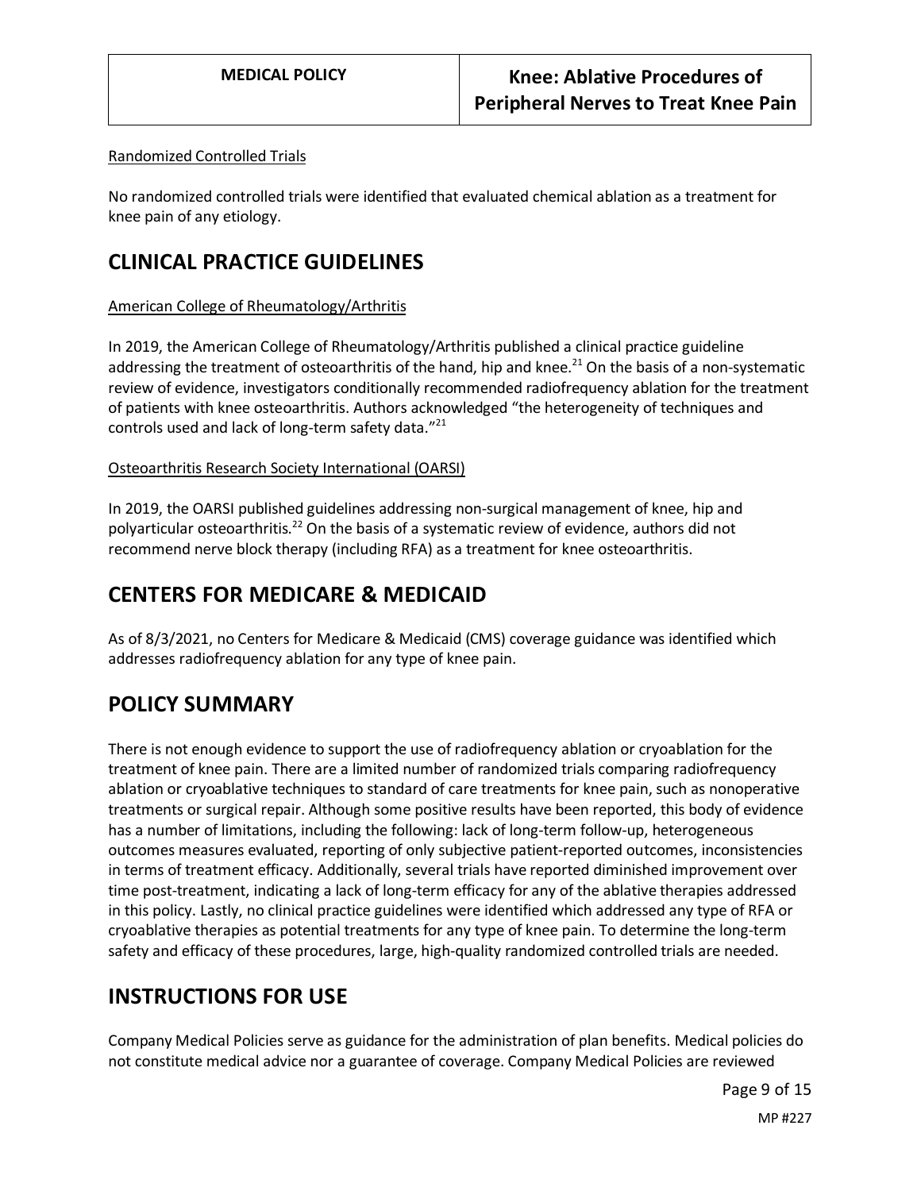Randomized Controlled Trials

No randomized controlled trials were identified that evaluated chemical ablation as a treatment for knee pain of any etiology.

# CLINICAL PRACTICE GUIDELINES

American College of Rheumatology/Arthritis

In 2019, the American College of Rheumatology/Arthritis published a clinical practice guideline addressing the treatment of osteoarthritis of the hand, hip and knee.[21] On the basis of a non-systematic review of evidence, investigators conditionally recommended radiofrequency ablation for the treatment of patients with knee osteoarthritis. Authors acknowledged "the heterogeneity of techniques and controls used and lack of long-term safety data."[21]

Osteoarthritis Research Society International (OARSI)

In 2019, the OARSI published guidelines addressing non-surgical management of knee, hip and polyarticular osteoarthritis.[22] On the basis of a systematic review of evidence, authors did not recommend nerve block therapy (including RFA) as a treatment for knee osteoarthritis.

# CENTERS FOR MEDICARE & MEDICAID

As of 8/3/2021, no Centers for Medicare & Medicaid (CMS) coverage guidance was identified which addresses radiofrequency ablation for any type of knee pain.

# POLICY SUMMARY

There is not enough evidence to support the use of radiofrequency ablation or cryoablation for the treatment of knee pain. There are a limited number of randomized trials comparing radiofrequency ablation or cryoablative techniques to standard of care treatments for knee pain, such as nonoperative treatments or surgical repair. Although some positive results have been reported, this body of evidence has a number of limitations, including the following: lack of long-term follow-up, heterogeneous outcomes measures evaluated, reporting of only subjective patient-reported outcomes, inconsistencies in terms of treatment efficacy. Additionally, several trials have reported diminished improvement over time post-treatment, indicating a lack of long-term efficacy for any of the ablative therapies addressed in this policy. Lastly, no clinical practice guidelines were identified which addressed any type of RFA or cryoablative therapies as potential treatments for any type of knee pain. To determine the long-term safety and efficacy of these procedures, large, high-quality randomized controlled trials are needed.

# INSTRUCTIONS FOR USE

Company Medical Policies serve as guidance for the administration of plan benefits. Medical policies do not constitute medical advice nor a guarantee of coverage. Company Medical Policies are reviewed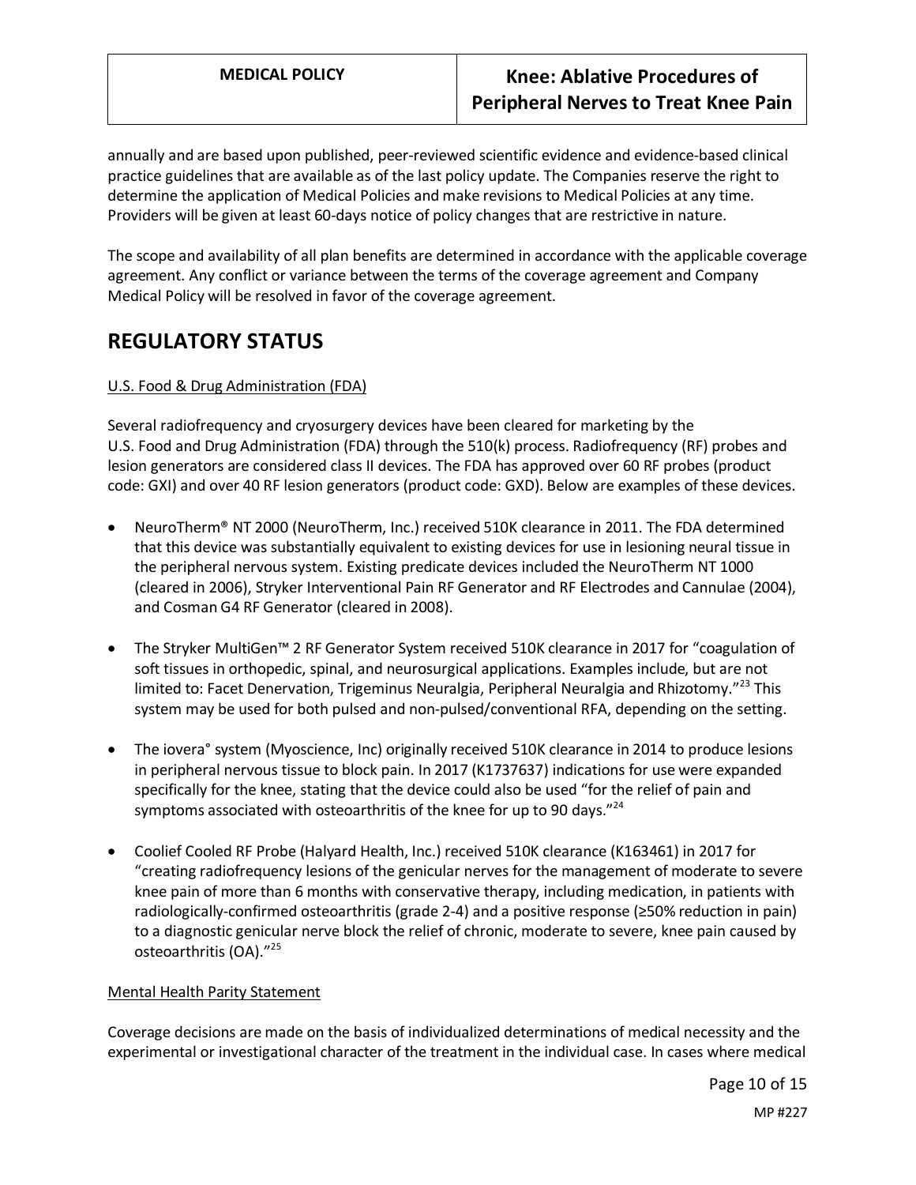annually and are based upon published, peer-reviewed scientific evidence and evidence-based clinical practice guidelines that are available as of the last policy update. The Companies reserve the right to determine the application of Medical Policies and make revisions to Medical Policies at any time. Providers will be given at least 60-days notice of policy changes that are restrictive in nature.

The scope and availability of all plan benefits are determined in accordance with the applicable coverage agreement. Any conflict or variance between the terms of the coverage agreement and Company Medical Policy will be resolved in favor of the coverage agreement.

# REGULATORY STATUS

U.S. Food & Drug Administration (FDA)

Several radiofrequency and cryosurgery devices have been cleared for marketing by the U.S. Food and Drug Administration (FDA) through the 510(k) process. Radiofrequency (RF) probes and lesion generators are considered class II devices. The FDA has approved over 60 RF probes (product code: GXI) and over 40 RF lesion generators (product code: GXD). Below are examples of these devices.

- NeuroTherm® NT 2000 (NeuroTherm, Inc.) received 510K clearance in 2011. The FDA determined that this device was substantially equivalent to existing devices for use in lesioning neural tissue in the peripheral nervous system. Existing predicate devices included the NeuroTherm NT 1000 (cleared in 2006), Stryker Interventional Pain RF Generator and RF Electrodes and Cannulae (2004), and Cosman G4 RF Generator (cleared in 2008).

- The Stryker MultiGen™ 2 RF Generator System received 510K clearance in 2017 for "coagulation of soft tissues in orthopedic, spinal, and neurosurgical applications. Examples include, but are not limited to: Facet Denervation, Trigeminus Neuralgia, Peripheral Neuralgia and Rhizotomy."[23] This system may be used for both pulsed and non-pulsed/conventional RFA, depending on the setting.

- The iovera° system (Myoscience, Inc) originally received 510K clearance in 2014 to produce lesions in peripheral nervous tissue to block pain. In 2017 (K1737637) indications for use were expanded specifically for the knee, stating that the device could also be used "for the relief of pain and symptoms associated with osteoarthritis of the knee for up to 90 days."[24]

- Coolief Cooled RF Probe (Halyard Health, Inc.) received 510K clearance (K163461) in 2017 for "creating radiofrequency lesions of the genicular nerves for the management of moderate to severe knee pain of more than 6 months with conservative therapy, including medication, in patients with radiologically-confirmed osteoarthritis (grade 2-4) and a positive response (≥50% reduction in pain) to a diagnostic genicular nerve block the relief of chronic, moderate to severe, knee pain caused by osteoarthritis (OA)."[25]

Mental Health Parity Statement

Coverage decisions are made on the basis of individualized determinations of medical necessity and the experimental or investigational character of the treatment in the individual case. In cases where medical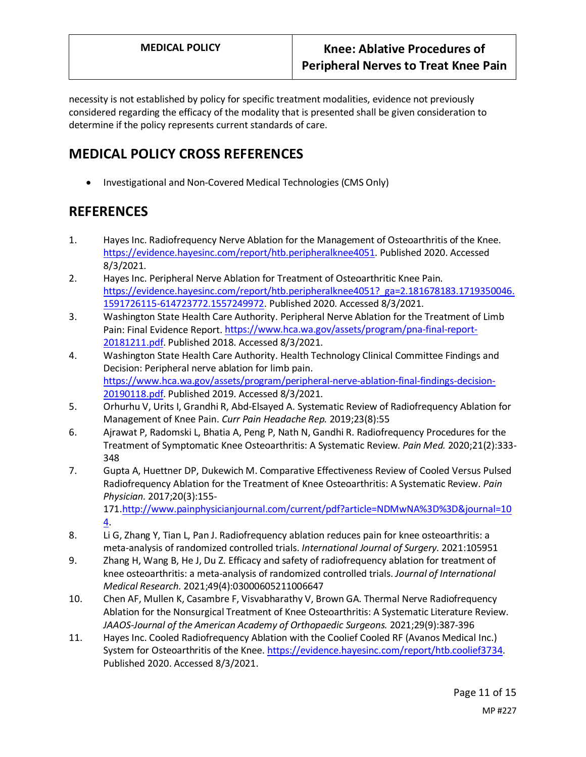necessity is not established by policy for specific treatment modalities, evidence not previously considered regarding the efficacy of the modality that is presented shall be given consideration to determine if the policy represents current standards of care.

## MEDICAL POLICY CROSS REFERENCES

- Investigational and Non-Covered Medical Technologies (CMS Only)

## REFERENCES

1. Hayes Inc. Radiofrequency Nerve Ablation for the Management of Osteoarthritis of the Knee. https://evidence.hayesinc.com/report/htb.peripheralknee4051. Published 2020. Accessed 8/3/2021.
2. Hayes Inc. Peripheral Nerve Ablation for Treatment of Osteoarthritic Knee Pain. https://evidence.hayesinc.com/report/htb.peripheralknee4051?_ga=2.181678183.1719350046.1591726115-614723772.1557249972. Published 2020. Accessed 8/3/2021.
3. Washington State Health Care Authority. Peripheral Nerve Ablation for the Treatment of Limb Pain: Final Evidence Report. https://www.hca.wa.gov/assets/program/pna-final-report-20181211.pdf. Published 2018. Accessed 8/3/2021.
4. Washington State Health Care Authority. Health Technology Clinical Committee Findings and Decision: Peripheral nerve ablation for limb pain. https://www.hca.wa.gov/assets/program/peripheral-nerve-ablation-final-findings-decision-20190118.pdf. Published 2019. Accessed 8/3/2021.
5. Orhurhu V, Urits I, Grandhi R, Abd-Elsayed A. Systematic Review of Radiofrequency Ablation for Management of Knee Pain. *Curr Pain Headache Rep.* 2019;23(8):55
6. Ajrawat P, Radomski L, Bhatia A, Peng P, Nath N, Gandhi R. Radiofrequency Procedures for the Treatment of Symptomatic Knee Osteoarthritis: A Systematic Review. *Pain Med.* 2020;21(2):333-348
7. Gupta A, Huettner DP, Dukewich M. Comparative Effectiveness Review of Cooled Versus Pulsed Radiofrequency Ablation for the Treatment of Knee Osteoarthritis: A Systematic Review. *Pain Physician.* 2017;20(3):155-171.http://www.painphysicianjournal.com/current/pdf?article=NDMwNA%3D%3D&journal=104.
8. Li G, Zhang Y, Tian L, Pan J. Radiofrequency ablation reduces pain for knee osteoarthritis: a meta-analysis of randomized controlled trials. *International Journal of Surgery.* 2021:105951
9. Zhang H, Wang B, He J, Du Z. Efficacy and safety of radiofrequency ablation for treatment of knee osteoarthritis: a meta-analysis of randomized controlled trials. *Journal of International Medical Research.* 2021;49(4):03000605211006647
10. Chen AF, Mullen K, Casambre F, Visvabharathy V, Brown GA. Thermal Nerve Radiofrequency Ablation for the Nonsurgical Treatment of Knee Osteoarthritis: A Systematic Literature Review. *JAAOS-Journal of the American Academy of Orthopaedic Surgeons.* 2021;29(9):387-396
11. Hayes Inc. Cooled Radiofrequency Ablation with the Coolief Cooled RF (Avanos Medical Inc.) System for Osteoarthritis of the Knee. https://evidence.hayesinc.com/report/htb.coolief3734. Published 2020. Accessed 8/3/2021.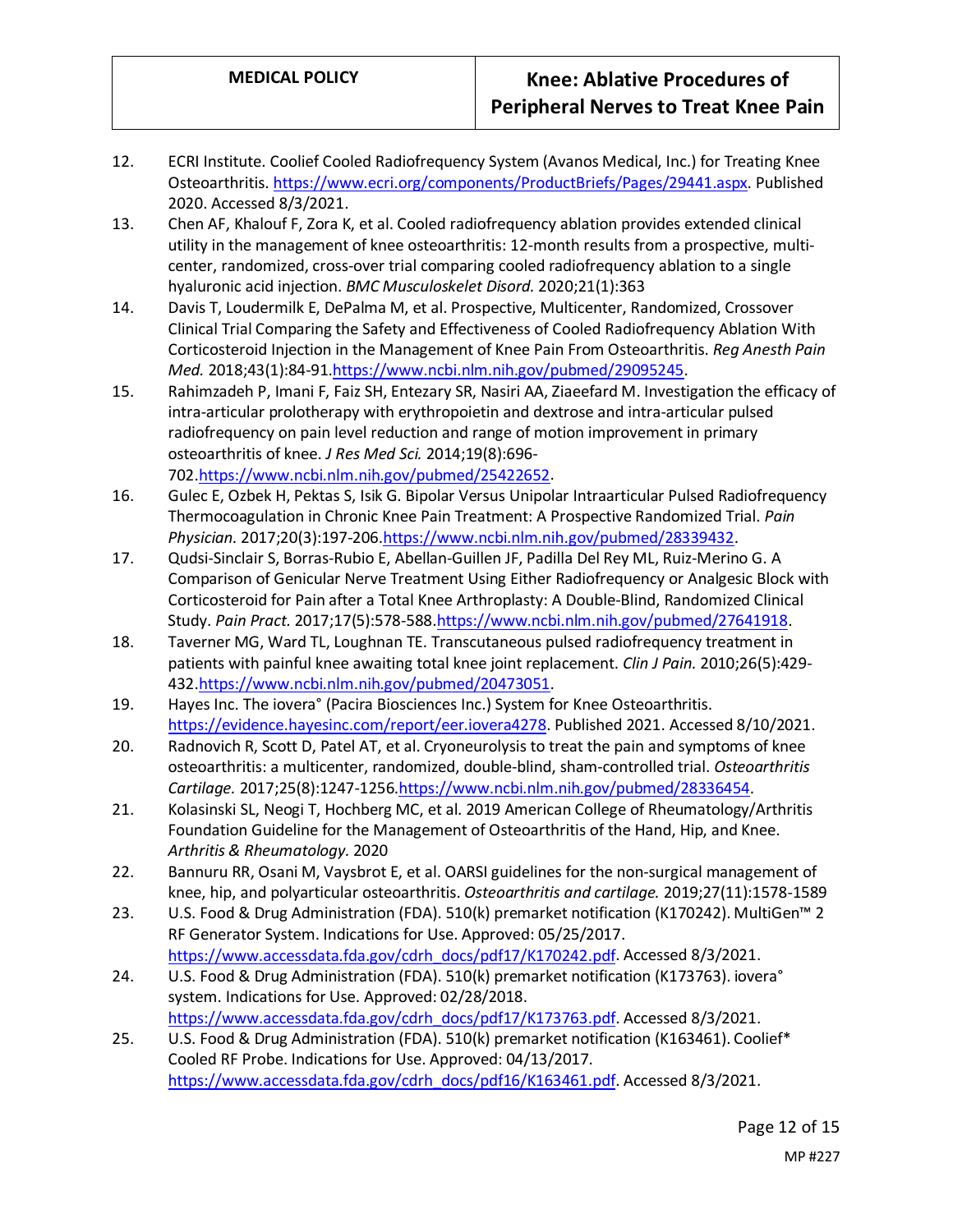12. ECRI Institute. Coolief Cooled Radiofrequency System (Avanos Medical, Inc.) for Treating Knee Osteoarthritis. https://www.ecri.org/components/ProductBriefs/Pages/29441.aspx. Published 2020. Accessed 8/3/2021.
13. Chen AF, Khalouf F, Zora K, et al. Cooled radiofrequency ablation provides extended clinical utility in the management of knee osteoarthritis: 12-month results from a prospective, multi-center, randomized, cross-over trial comparing cooled radiofrequency ablation to a single hyaluronic acid injection. *BMC Musculoskelet Disord.* 2020;21(1):363
14. Davis T, Loudermilk E, DePalma M, et al. Prospective, Multicenter, Randomized, Crossover Clinical Trial Comparing the Safety and Effectiveness of Cooled Radiofrequency Ablation With Corticosteroid Injection in the Management of Knee Pain From Osteoarthritis. *Reg Anesth Pain Med.* 2018;43(1):84-91.https://www.ncbi.nlm.nih.gov/pubmed/29095245.
15. Rahimzadeh P, Imani F, Faiz SH, Entezary SR, Nasiri AA, Ziaeefard M. Investigation the efficacy of intra-articular prolotherapy with erythropoietin and dextrose and intra-articular pulsed radiofrequency on pain level reduction and range of motion improvement in primary osteoarthritis of knee. *J Res Med Sci.* 2014;19(8):696-702.https://www.ncbi.nlm.nih.gov/pubmed/25422652.
16. Gulec E, Ozbek H, Pektas S, Isik G. Bipolar Versus Unipolar Intraarticular Pulsed Radiofrequency Thermocoagulation in Chronic Knee Pain Treatment: A Prospective Randomized Trial. *Pain Physician.* 2017;20(3):197-206.https://www.ncbi.nlm.nih.gov/pubmed/28339432.
17. Qudsi-Sinclair S, Borras-Rubio E, Abellan-Guillen JF, Padilla Del Rey ML, Ruiz-Merino G. A Comparison of Genicular Nerve Treatment Using Either Radiofrequency or Analgesic Block with Corticosteroid for Pain after a Total Knee Arthroplasty: A Double-Blind, Randomized Clinical Study. *Pain Pract.* 2017;17(5):578-588.https://www.ncbi.nlm.nih.gov/pubmed/27641918.
18. Taverner MG, Ward TL, Loughnan TE. Transcutaneous pulsed radiofrequency treatment in patients with painful knee awaiting total knee joint replacement. *Clin J Pain.* 2010;26(5):429-432.https://www.ncbi.nlm.nih.gov/pubmed/20473051.
19. Hayes Inc. The iovera° (Pacira Biosciences Inc.) System for Knee Osteoarthritis. https://evidence.hayesinc.com/report/eer.iovera4278. Published 2021. Accessed 8/10/2021.
20. Radnovich R, Scott D, Patel AT, et al. Cryoneurolysis to treat the pain and symptoms of knee osteoarthritis: a multicenter, randomized, double-blind, sham-controlled trial. *Osteoarthritis Cartilage.* 2017;25(8):1247-1256.https://www.ncbi.nlm.nih.gov/pubmed/28336454.
21. Kolasinski SL, Neogi T, Hochberg MC, et al. 2019 American College of Rheumatology/Arthritis Foundation Guideline for the Management of Osteoarthritis of the Hand, Hip, and Knee. *Arthritis & Rheumatology.* 2020
22. Bannuru RR, Osani M, Vaysbrot E, et al. OARSI guidelines for the non-surgical management of knee, hip, and polyarticular osteoarthritis. *Osteoarthritis and cartilage.* 2019;27(11):1578-1589
23. U.S. Food & Drug Administration (FDA). 510(k) premarket notification (K170242). MultiGen™ 2 RF Generator System. Indications for Use. Approved: 05/25/2017. https://www.accessdata.fda.gov/cdrh_docs/pdf17/K170242.pdf. Accessed 8/3/2021.
24. U.S. Food & Drug Administration (FDA). 510(k) premarket notification (K173763). iovera° system. Indications for Use. Approved: 02/28/2018. https://www.accessdata.fda.gov/cdrh_docs/pdf17/K173763.pdf. Accessed 8/3/2021.
25. U.S. Food & Drug Administration (FDA). 510(k) premarket notification (K163461). Coolief* Cooled RF Probe. Indications for Use. Approved: 04/13/2017. https://www.accessdata.fda.gov/cdrh_docs/pdf16/K163461.pdf. Accessed 8/3/2021.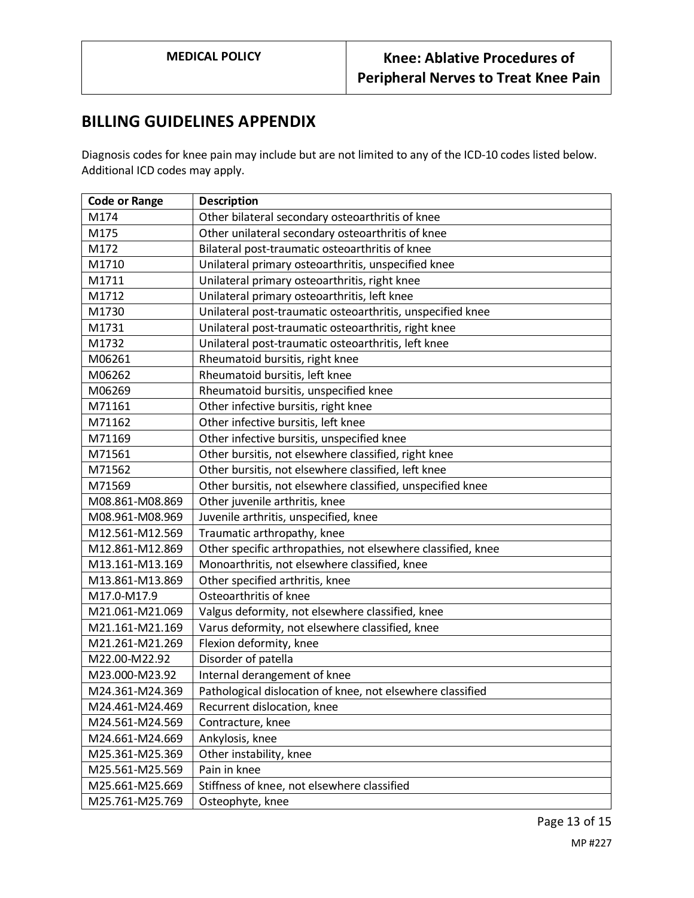## BILLING GUIDELINES APPENDIX

Diagnosis codes for knee pain may include but are not limited to any of the ICD-10 codes listed below. Additional ICD codes may apply.

| Code or Range | Description |
|---|---|
| M174 | Other bilateral secondary osteoarthritis of knee |
| M175 | Other unilateral secondary osteoarthritis of knee |
| M172 | Bilateral post-traumatic osteoarthritis of knee |
| M1710 | Unilateral primary osteoarthritis, unspecified knee |
| M1711 | Unilateral primary osteoarthritis, right knee |
| M1712 | Unilateral primary osteoarthritis, left knee |
| M1730 | Unilateral post-traumatic osteoarthritis, unspecified knee |
| M1731 | Unilateral post-traumatic osteoarthritis, right knee |
| M1732 | Unilateral post-traumatic osteoarthritis, left knee |
| M06261 | Rheumatoid bursitis, right knee |
| M06262 | Rheumatoid bursitis, left knee |
| M06269 | Rheumatoid bursitis, unspecified knee |
| M71161 | Other infective bursitis, right knee |
| M71162 | Other infective bursitis, left knee |
| M71169 | Other infective bursitis, unspecified knee |
| M71561 | Other bursitis, not elsewhere classified, right knee |
| M71562 | Other bursitis, not elsewhere classified, left knee |
| M71569 | Other bursitis, not elsewhere classified, unspecified knee |
| M08.861-M08.869 | Other juvenile arthritis, knee |
| M08.961-M08.969 | Juvenile arthritis, unspecified, knee |
| M12.561-M12.569 | Traumatic arthropathy, knee |
| M12.861-M12.869 | Other specific arthropathies, not elsewhere classified, knee |
| M13.161-M13.169 | Monoarthritis, not elsewhere classified, knee |
| M13.861-M13.869 | Other specified arthritis, knee |
| M17.0-M17.9 | Osteoarthritis of knee |
| M21.061-M21.069 | Valgus deformity, not elsewhere classified, knee |
| M21.161-M21.169 | Varus deformity, not elsewhere classified, knee |
| M21.261-M21.269 | Flexion deformity, knee |
| M22.00-M22.92 | Disorder of patella |
| M23.000-M23.92 | Internal derangement of knee |
| M24.361-M24.369 | Pathological dislocation of knee, not elsewhere classified |
| M24.461-M24.469 | Recurrent dislocation, knee |
| M24.561-M24.569 | Contracture, knee |
| M24.661-M24.669 | Ankylosis, knee |
| M25.361-M25.369 | Other instability, knee |
| M25.561-M25.569 | Pain in knee |
| M25.661-M25.669 | Stiffness of knee, not elsewhere classified |
| M25.761-M25.769 | Osteophyte, knee |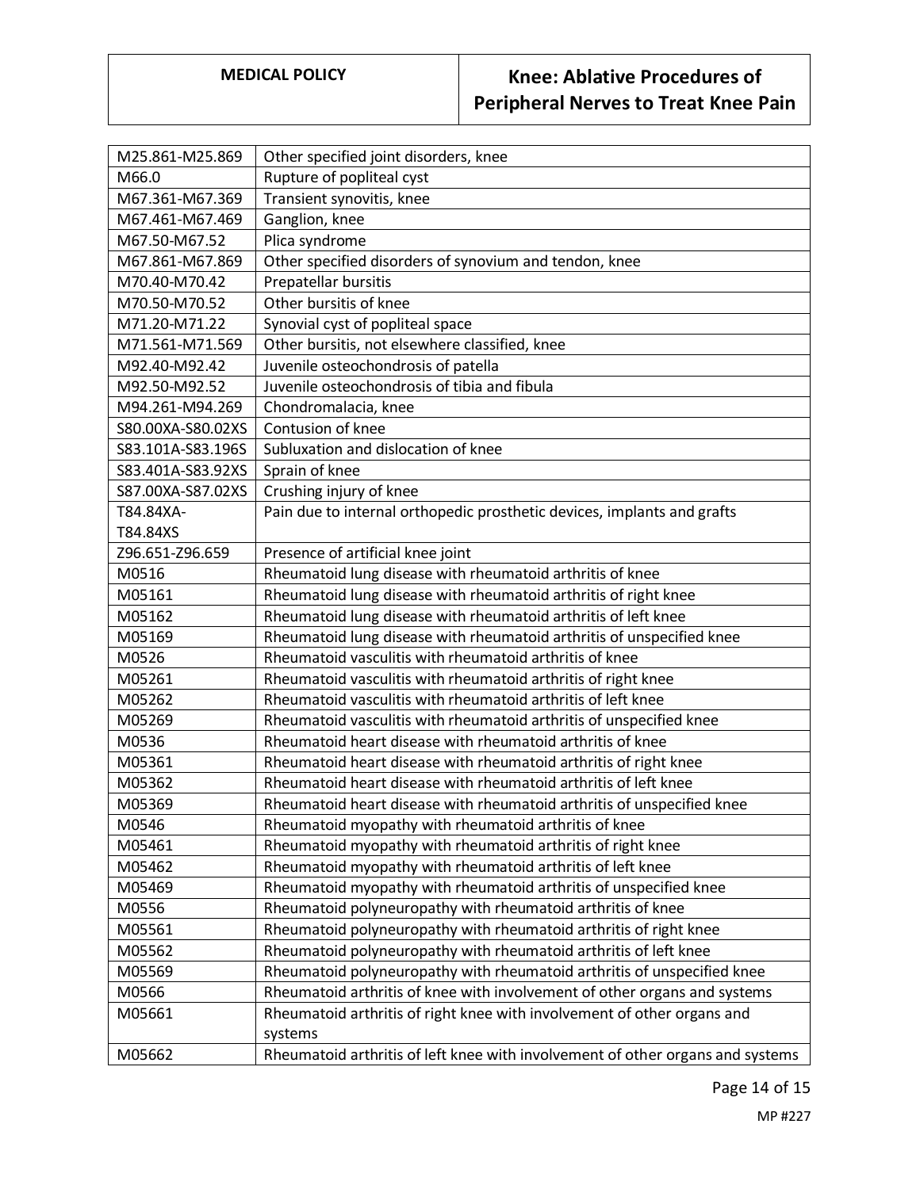| | |
|---|---|
| M25.861-M25.869 | Other specified joint disorders, knee |
| M66.0 | Rupture of popliteal cyst |
| M67.361-M67.369 | Transient synovitis, knee |
| M67.461-M67.469 | Ganglion, knee |
| M67.50-M67.52 | Plica syndrome |
| M67.861-M67.869 | Other specified disorders of synovium and tendon, knee |
| M70.40-M70.42 | Prepatellar bursitis |
| M70.50-M70.52 | Other bursitis of knee |
| M71.20-M71.22 | Synovial cyst of popliteal space |
| M71.561-M71.569 | Other bursitis, not elsewhere classified, knee |
| M92.40-M92.42 | Juvenile osteochondrosis of patella |
| M92.50-M92.52 | Juvenile osteochondrosis of tibia and fibula |
| M94.261-M94.269 | Chondromalacia, knee |
| S80.00XA-S80.02XS | Contusion of knee |
| S83.101A-S83.196S | Subluxation and dislocation of knee |
| S83.401A-S83.92XS | Sprain of knee |
| S87.00XA-S87.02XS | Crushing injury of knee |
| T84.84XA-T84.84XS | Pain due to internal orthopedic prosthetic devices, implants and grafts |
| Z96.651-Z96.659 | Presence of artificial knee joint |
| M0516 | Rheumatoid lung disease with rheumatoid arthritis of knee |
| M05161 | Rheumatoid lung disease with rheumatoid arthritis of right knee |
| M05162 | Rheumatoid lung disease with rheumatoid arthritis of left knee |
| M05169 | Rheumatoid lung disease with rheumatoid arthritis of unspecified knee |
| M0526 | Rheumatoid vasculitis with rheumatoid arthritis of knee |
| M05261 | Rheumatoid vasculitis with rheumatoid arthritis of right knee |
| M05262 | Rheumatoid vasculitis with rheumatoid arthritis of left knee |
| M05269 | Rheumatoid vasculitis with rheumatoid arthritis of unspecified knee |
| M0536 | Rheumatoid heart disease with rheumatoid arthritis of knee |
| M05361 | Rheumatoid heart disease with rheumatoid arthritis of right knee |
| M05362 | Rheumatoid heart disease with rheumatoid arthritis of left knee |
| M05369 | Rheumatoid heart disease with rheumatoid arthritis of unspecified knee |
| M0546 | Rheumatoid myopathy with rheumatoid arthritis of knee |
| M05461 | Rheumatoid myopathy with rheumatoid arthritis of right knee |
| M05462 | Rheumatoid myopathy with rheumatoid arthritis of left knee |
| M05469 | Rheumatoid myopathy with rheumatoid arthritis of unspecified knee |
| M0556 | Rheumatoid polyneuropathy with rheumatoid arthritis of knee |
| M05561 | Rheumatoid polyneuropathy with rheumatoid arthritis of right knee |
| M05562 | Rheumatoid polyneuropathy with rheumatoid arthritis of left knee |
| M05569 | Rheumatoid polyneuropathy with rheumatoid arthritis of unspecified knee |
| M0566 | Rheumatoid arthritis of knee with involvement of other organs and systems |
| M05661 | Rheumatoid arthritis of right knee with involvement of other organs and systems |
| M05662 | Rheumatoid arthritis of left knee with involvement of other organs and systems |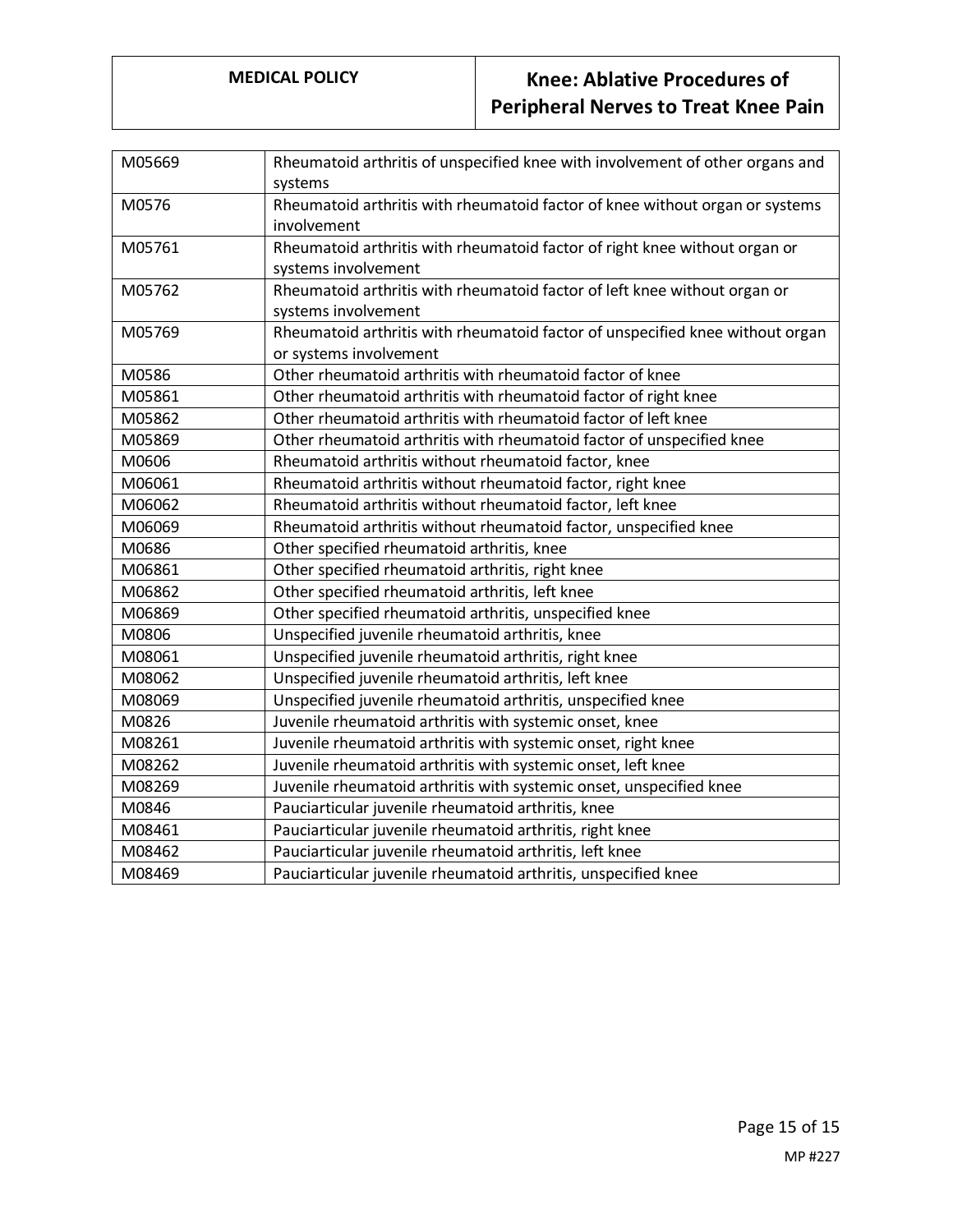| | |
|---|---|
| M05669 | Rheumatoid arthritis of unspecified knee with involvement of other organs and systems |
| M0576 | Rheumatoid arthritis with rheumatoid factor of knee without organ or systems involvement |
| M05761 | Rheumatoid arthritis with rheumatoid factor of right knee without organ or systems involvement |
| M05762 | Rheumatoid arthritis with rheumatoid factor of left knee without organ or systems involvement |
| M05769 | Rheumatoid arthritis with rheumatoid factor of unspecified knee without organ or systems involvement |
| M0586 | Other rheumatoid arthritis with rheumatoid factor of knee |
| M05861 | Other rheumatoid arthritis with rheumatoid factor of right knee |
| M05862 | Other rheumatoid arthritis with rheumatoid factor of left knee |
| M05869 | Other rheumatoid arthritis with rheumatoid factor of unspecified knee |
| M0606 | Rheumatoid arthritis without rheumatoid factor, knee |
| M06061 | Rheumatoid arthritis without rheumatoid factor, right knee |
| M06062 | Rheumatoid arthritis without rheumatoid factor, left knee |
| M06069 | Rheumatoid arthritis without rheumatoid factor, unspecified knee |
| M0686 | Other specified rheumatoid arthritis, knee |
| M06861 | Other specified rheumatoid arthritis, right knee |
| M06862 | Other specified rheumatoid arthritis, left knee |
| M06869 | Other specified rheumatoid arthritis, unspecified knee |
| M0806 | Unspecified juvenile rheumatoid arthritis, knee |
| M08061 | Unspecified juvenile rheumatoid arthritis, right knee |
| M08062 | Unspecified juvenile rheumatoid arthritis, left knee |
| M08069 | Unspecified juvenile rheumatoid arthritis, unspecified knee |
| M0826 | Juvenile rheumatoid arthritis with systemic onset, knee |
| M08261 | Juvenile rheumatoid arthritis with systemic onset, right knee |
| M08262 | Juvenile rheumatoid arthritis with systemic onset, left knee |
| M08269 | Juvenile rheumatoid arthritis with systemic onset, unspecified knee |
| M0846 | Pauciarticular juvenile rheumatoid arthritis, knee |
| M08461 | Pauciarticular juvenile rheumatoid arthritis, right knee |
| M08462 | Pauciarticular juvenile rheumatoid arthritis, left knee |
| M08469 | Pauciarticular juvenile rheumatoid arthritis, unspecified knee |